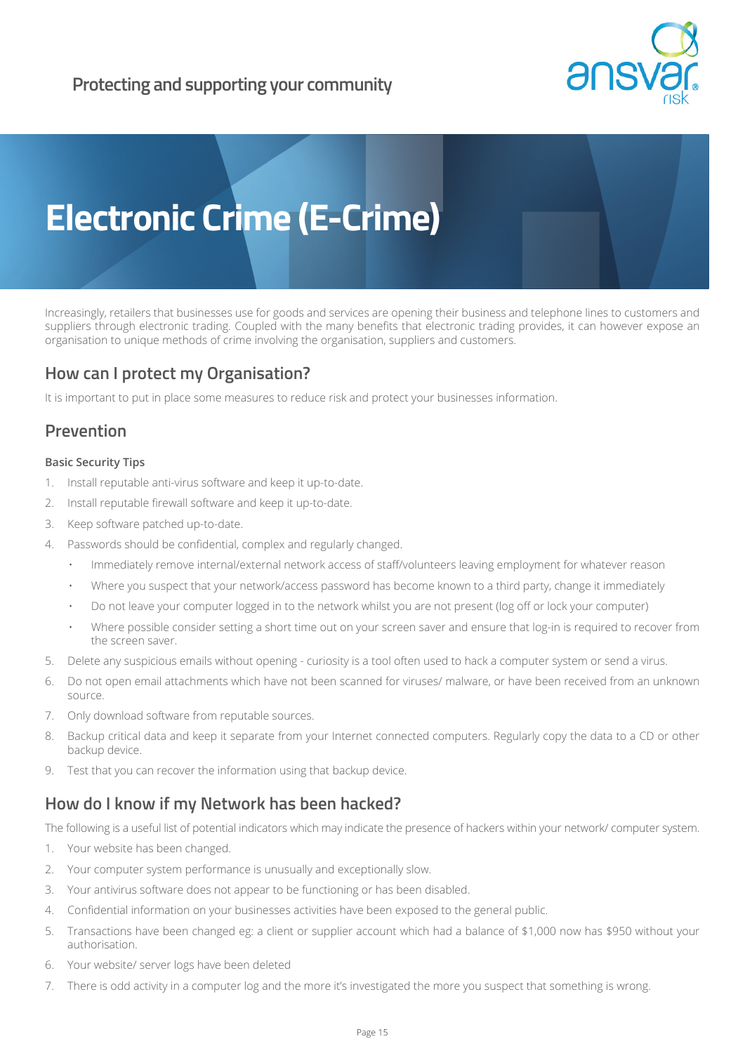# Electronic Crime (E-Crime)

Increasingly, retailers that businesses use for goods and services are opening their business and telephone lines to customers and suppliers through electronic trading. Coupled with the many benefits that electronic trading provides, it can however expose an organisation to unique methods of crime involving the organisation, suppliers and customers.

## How can I protect my Organisation?

It is important to put in place some measures to reduce risk and protect your businesses information.

## Prevention

#### Basic Security Tips

1. Install reputable anti-virus software and keep it up-to-date.
2. Install reputable firewall software and keep it up-to-date.
3. Keep software patched up-to-date.
4. Passwords should be confidential, complex and regularly changed.
   - Immediately remove internal/external network access of staff/volunteers leaving employment for whatever reason
   - Where you suspect that your network/access password has become known to a third party, change it immediately
   - Do not leave your computer logged in to the network whilst you are not present (log off or lock your computer)
   - Where possible consider setting a short time out on your screen saver and ensure that log-in is required to recover from the screen saver.
5. Delete any suspicious emails without opening - curiosity is a tool often used to hack a computer system or send a virus.
6. Do not open email attachments which have not been scanned for viruses/ malware, or have been received from an unknown source.
7. Only download software from reputable sources.
8. Backup critical data and keep it separate from your Internet connected computers. Regularly copy the data to a CD or other backup device.
9. Test that you can recover the information using that backup device.

## How do I know if my Network has been hacked?

The following is a useful list of potential indicators which may indicate the presence of hackers within your network/ computer system.

1. Your website has been changed.
2. Your computer system performance is unusually and exceptionally slow.
3. Your antivirus software does not appear to be functioning or has been disabled.
4. Confidential information on your businesses activities have been exposed to the general public.
5. Transactions have been changed eg: a client or supplier account which had a balance of $1,000 now has $950 without your authorisation.
6. Your website/ server logs have been deleted
7. There is odd activity in a computer log and the more it's investigated the more you suspect that something is wrong.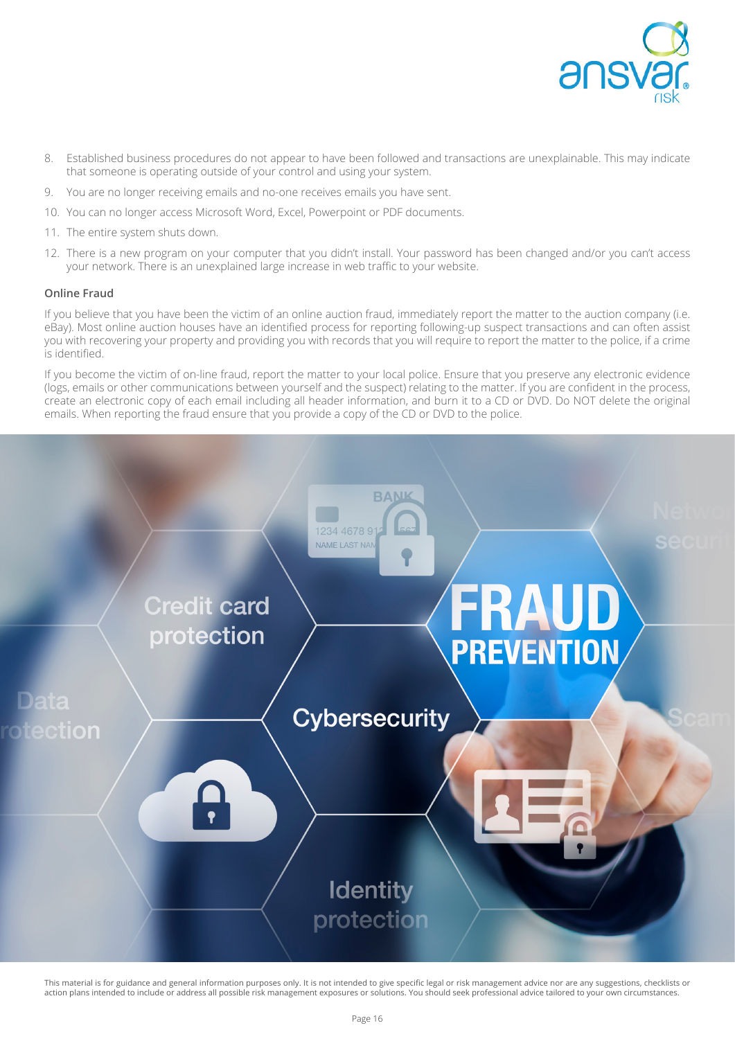8. Established business procedures do not appear to have been followed and transactions are unexplainable. This may indicate that someone is operating outside of your control and using your system.
9. You are no longer receiving emails and no-one receives emails you have sent.
10. You can no longer access Microsoft Word, Excel, Powerpoint or PDF documents.
11. The entire system shuts down.
12. There is a new program on your computer that you didn't install. Your password has been changed and/or you can't access your network. There is an unexplained large increase in web traffic to your website.

#### Online Fraud

If you believe that you have been the victim of an online auction fraud, immediately report the matter to the auction company (i.e. eBay). Most online auction houses have an identified process for reporting following-up suspect transactions and can often assist you with recovering your property and providing you with records that you will require to report the matter to the police, if a crime is identified.

If you become the victim of on-line fraud, report the matter to your local police. Ensure that you preserve any electronic evidence (logs, emails or other communications between yourself and the suspect) relating to the matter. If you are confident in the process, create an electronic copy of each email including all header information, and burn it to a CD or DVD. Do NOT delete the original emails. When reporting the fraud ensure that you provide a copy of the CD or DVD to the police.

This material is for guidance and general information purposes only. It is not intended to give specific legal or risk management advice nor are any suggestions, checklists or action plans intended to include or address all possible risk management exposures or solutions. You should seek professional advice tailored to your own circumstances.